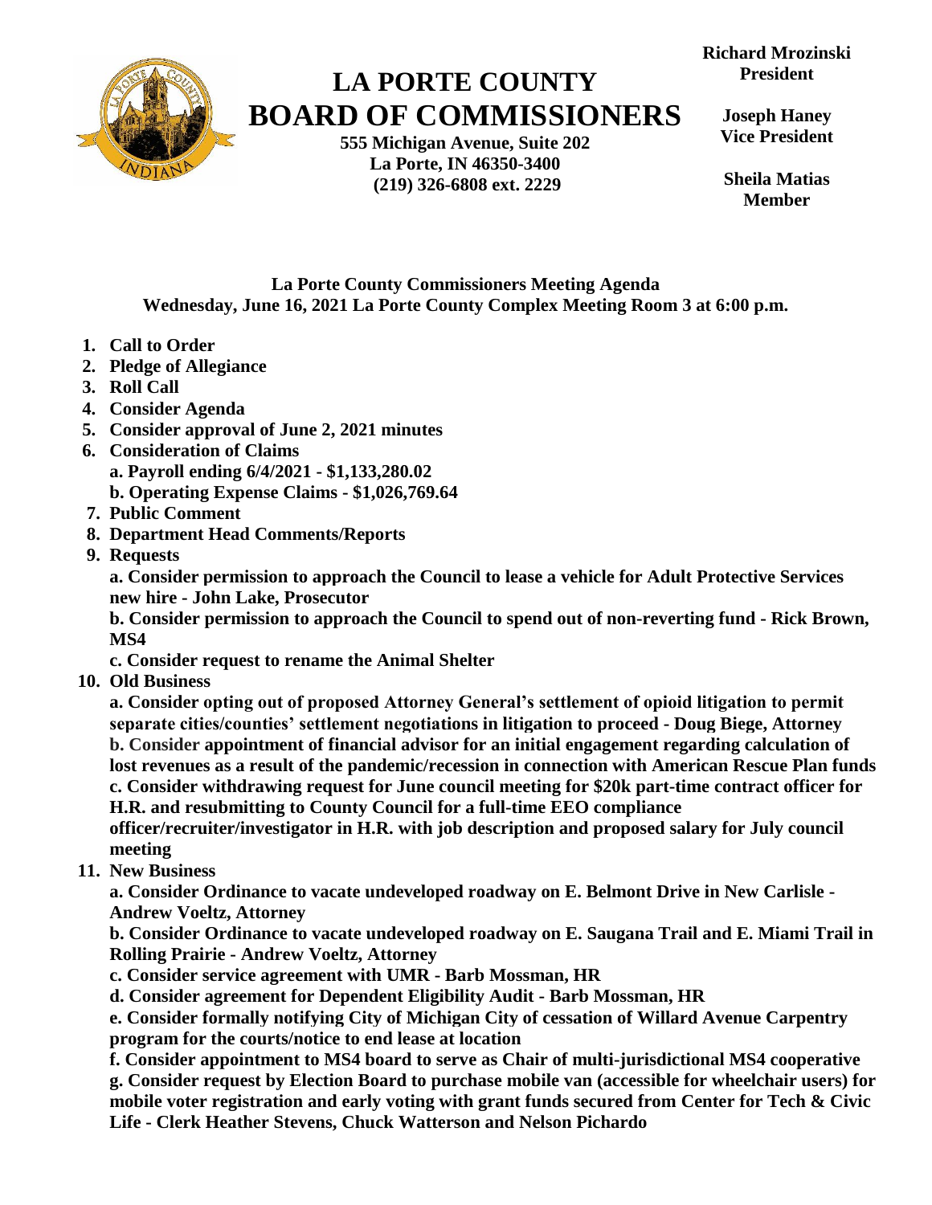# LA PORTE COUNTY BOARD OF COMMISSIONERS

**555 Michigan Avenue, Suite 202**
**La Porte, IN 46350-3400**
**(219) 326-6808 ext. 2229**

**Richard Mrozinski**
**President**

**Joseph Haney**
**Vice President**

**Sheila Matias**
**Member**

## La Porte County Commissioners Meeting Agenda
**Wednesday, June 16, 2021 La Porte County Complex Meeting Room 3 at 6:00 p.m.**

1. **Call to Order**
2. **Pledge of Allegiance**
3. **Roll Call**
4. **Consider Agenda**
5. **Consider approval of June 2, 2021 minutes**
6. **Consideration of Claims**
   **a. Payroll ending 6/4/2021 - $1,133,280.02**
   **b. Operating Expense Claims - $1,026,769.64**
7. **Public Comment**
8. **Department Head Comments/Reports**
9. **Requests**
   **a. Consider permission to approach the Council to lease a vehicle for Adult Protective Services new hire - John Lake, Prosecutor**
   **b. Consider permission to approach the Council to spend out of non-reverting fund - Rick Brown, MS4**
   **c. Consider request to rename the Animal Shelter**
10. **Old Business**
    **a. Consider opting out of proposed Attorney General's settlement of opioid litigation to permit separate cities/counties' settlement negotiations in litigation to proceed - Doug Biege, Attorney**
    **b. Consider appointment of financial advisor for an initial engagement regarding calculation of lost revenues as a result of the pandemic/recession in connection with American Rescue Plan funds**
    **c. Consider withdrawing request for June council meeting for $20k part-time contract officer for H.R. and resubmitting to County Council for a full-time EEO compliance officer/recruiter/investigator in H.R. with job description and proposed salary for July council meeting**
11. **New Business**
    **a. Consider Ordinance to vacate undeveloped roadway on E. Belmont Drive in New Carlisle - Andrew Voeltz, Attorney**
    **b. Consider Ordinance to vacate undeveloped roadway on E. Saugana Trail and E. Miami Trail in Rolling Prairie - Andrew Voeltz, Attorney**
    **c. Consider service agreement with UMR - Barb Mossman, HR**
    **d. Consider agreement for Dependent Eligibility Audit - Barb Mossman, HR**
    **e. Consider formally notifying City of Michigan City of cessation of Willard Avenue Carpentry program for the courts/notice to end lease at location**
    **f. Consider appointment to MS4 board to serve as Chair of multi-jurisdictional MS4 cooperative**
    **g. Consider request by Election Board to purchase mobile van (accessible for wheelchair users) for mobile voter registration and early voting with grant funds secured from Center for Tech & Civic Life - Clerk Heather Stevens, Chuck Watterson and Nelson Pichardo**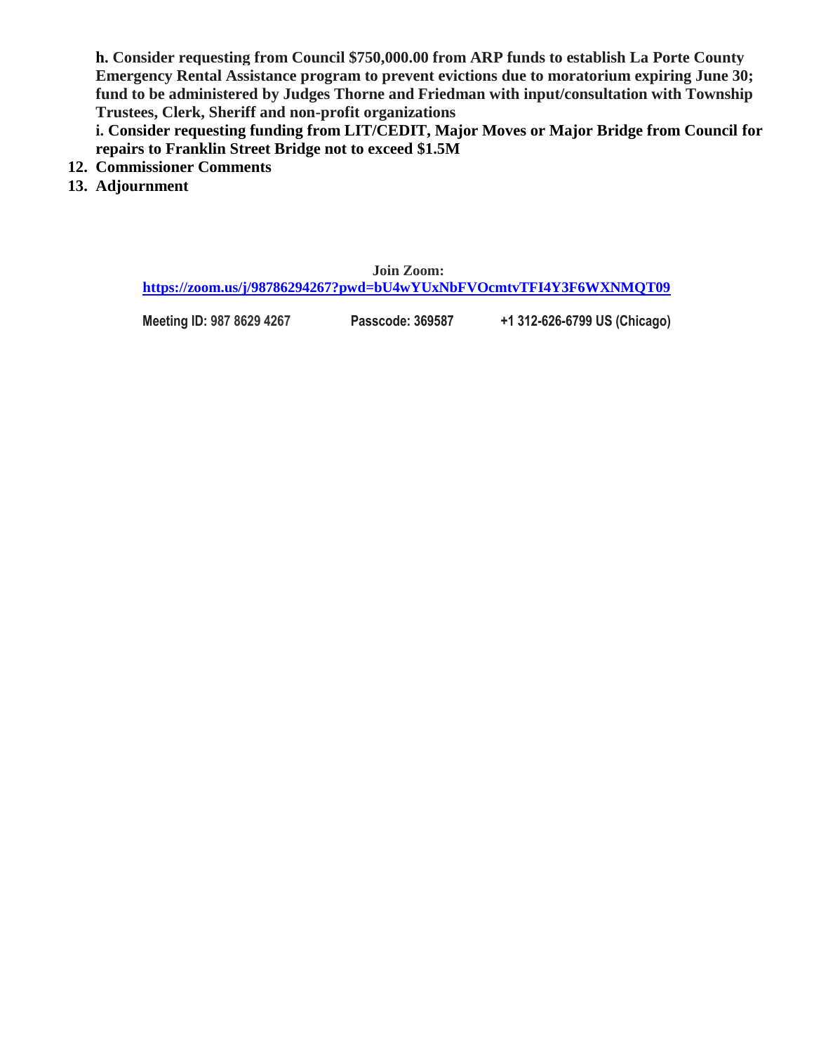**h. Consider requesting from Council $750,000.00 from ARP funds to establish La Porte County Emergency Rental Assistance program to prevent evictions due to moratorium expiring June 30; fund to be administered by Judges Thorne and Friedman with input/consultation with Township Trustees, Clerk, Sheriff and non-profit organizations**

**i. Consider requesting funding from LIT/CEDIT, Major Moves or Major Bridge from Council for repairs to Franklin Street Bridge not to exceed $1.5M**

12. **Commissioner Comments**
13. **Adjournment**

**Join Zoom:**
**https://zoom.us/j/98786294267?pwd=bU4wYUxNbFVOcmtvTFI4Y3F6WXNMQT09**

**Meeting ID: 987 8629 4267** **Passcode: 369587** **+1 312-626-6799 US (Chicago)**